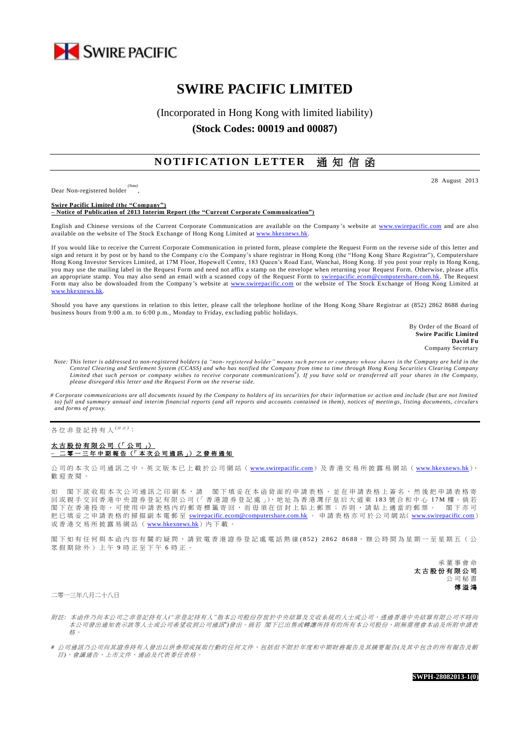SWIRE PACIFIC

# SWIRE PACIFIC LIMITED

(Incorporated in Hong Kong with limited liability)

**(Stock Codes: 00019 and 00087)**

## NOTIFICATION LETTER 通知信函

28 August 2013

Dear Non-registered holder [(Note)],

**Swire Pacific Limited (the "Company")**
**– Notice of Publication of 2013 Interim Report (the "Current Corporate Communication")**

English and Chinese versions of the Current Corporate Communication are available on the Company's website at www.swirepacific.com and are also available on the website of The Stock Exchange of Hong Kong Limited at www.hkexnews.hk.

If you would like to receive the Current Corporate Communication in printed form, please complete the Request Form on the reverse side of this letter and sign and return it by post or by hand to the Company c/o the Company's share registrar in Hong Kong (the "Hong Kong Share Registrar"), Computershare Hong Kong Investor Services Limited, at 17M Floor, Hopewell Centre, 183 Queen's Road East, Wanchai, Hong Kong. If you post your reply in Hong Kong, you may use the mailing label in the Request Form and need not affix a stamp on the envelope when returning your Request Form. Otherwise, please affix an appropriate stamp. You may also send an email with a scanned copy of the Request Form to swirepacific.ecom@computershare.com.hk. The Request Form may also be downloaded from the Company's website at www.swirepacific.com or the website of The Stock Exchange of Hong Kong Limited at www.hkexnews.hk.

Should you have any questions in relation to this letter, please call the telephone hotline of the Hong Kong Share Registrar at (852) 2862 8688 during business hours from 9:00 a.m. to 6:00 p.m., Monday to Friday, excluding public holidays.

By Order of the Board of
**Swire Pacific Limited**
**David Fu**
Company Secretary

*Note: This letter is addressed to non-registered holders (a "non- registered holder" means such person or company whose shares in the Company are held in the Central Clearing and Settlement System (CCASS) and who has notified the Company from time to time through Hong Kong Securities Clearing Company Limited that such person or company wishes to receive corporate communications#). If you have sold or transferred all your shares in the Company, please disregard this letter and the Request Form on the reverse side.*

*# Corporate communications are all documents issued by the Company to holders of its securities for their information or action and include (but are not limited to) full and summary annual and interim financial reports (and all reports and accounts contained in them), notices of meetings, listing documents, circulars and forms of proxy.*

---

各位非登記持有人[(附註)]：

**太古股份有限公司（「公司」）**
**– 二零一三年中期報告（「本次公司通訊」）之發佈通知**

公司的本次公司通訊之中、英文版本已上載於公司網站（www.swirepacific.com）及香港交易所披露易網站（www.hkexnews.hk），歡迎查閱。

如 閣下欲收取本次公司通訊之印刷本，請 閣下填妥在本函背面的申請表格，並在申請表格上簽名，然後把申請表格寄回或親手交回香港中央證券登記有限公司（「香港證券登記處」），地址為香港灣仔皇后大道東183號合和中心17M樓。倘若 閣下在香港投寄，可使用申請表格內的郵寄標籤寄回，而毋須在信封上貼上郵票；否則，請貼上適當的郵票。 閣下亦可把已填妥之申請表格的掃描副本電郵至 swirepacific.ecom@computershare.com.hk 。申請表格亦可於公司網站（www.swirepacific.com）或香港交易所披露易網站（www.hkexnews.hk）內下載。

閣下如有任何與本函內容有關的疑問，請致電香港證券登記處電話熱線(852) 2862 8688，辦公時間為星期一至星期五（公眾假期除外）上午9時正至下午6時正。

承董事會命
**太古股份有限公司**
公司秘書
**傅溢鴻**

二零一三年八月二十八日

*附註：本函件乃向本公司之非登記持有人("非登記持有人"指本公司股份存放於中央結算及交收系統的人士或公司，透過香港中央結算有限公司不時向本公司發出通知表示該等人士或公司希望收到公司通訊#)發出。倘若 閣下已出售或轉讓所持有的所有本公司股份，則無需理會本函及所附申請表格。*

*# 公司通訊乃公司向其證券持有人發出以供參照或採取行動的任何文件，包括但不限於年度和中期財務報告及其摘要報告(及其中包含的所有報告及帳目)、會議通告、上市文件、通函及代表委任表格。*

**SWPH-28082013-1(0)**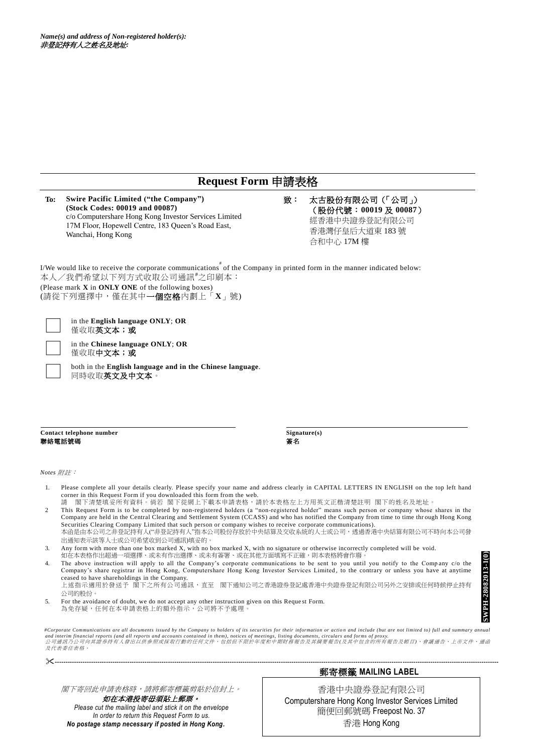***Name(s) and address of Non-registered holder(s):***
***非登記持有人之姓名及地址:***

# Request Form 申請表格

**To: Swire Pacific Limited ("the Company")**
**(Stock Codes: 00019 and 00087)**
c/o Computershare Hong Kong Investor Services Limited
17M Floor, Hopewell Centre, 183 Queen's Road East,
Wanchai, Hong Kong

**致： 太古股份有限公司（「公司」）**
**（股份代號：00019 及 00087）**
經香港中央證券登記有限公司
香港灣仔皇后大道東 183 號
合和中心 17M 樓

I/We would like to receive the corporate communications[#] of the Company in printed form in the manner indicated below:
本人╱我們希望以下列方式收取公司通訊[#]之印刷本：
(Please mark **X** in **ONLY ONE** of the following boxes)
(請從下列選擇中，僅在其中**一個空格**內劃上「**X**」號)

☐ in the **English language ONLY**; **OR**
僅收取**英文本；或**

☐ in the **Chinese language ONLY**; **OR**
僅收取**中文本；或**

☐ both in the **English language and in the Chinese language**.
同時收取**英文及中文本**。

**Contact telephone number**
**聯絡電話號碼**

**Signature(s)**
**簽名**

*Notes 附註：*

1. Please complete all your details clearly. Please specify your name and address clearly in CAPITAL LETTERS IN ENGLISH on the top left hand corner in this Request Form if you downloaded this form from the web.
請　閣下清楚填妥所有資料。倘若　閣下從網上下載本申請表格，請於本表格左上方用英文正楷清楚註明　閣下的姓名及地址。
2. This Request Form is to be completed by non-registered holders (a "non-registered holder" means such person or company whose shares in the Company are held in the Central Clearing and Settlement System (CCASS) and who has notified the Company from time to time through Hong Kong Securities Clearing Company Limited that such person or company wishes to receive corporate communications).
本函是由本公司之非登記持有人("非登記持有人"指本公司股份存放於中央結算及交收系統的人士或公司，透過香港中央結算有限公司不時向本公司發出通知表示該等人士或公司希望收到公司通訊)填妥的。
3. Any form with more than one box marked X, with no box marked X, with no signature or otherwise incorrectly completed will be void.
如在本表格作出超過一項選擇、或未有作出選擇、或未有簽署、或在其他方面填寫不正確，則本表格將會作廢。
4. The above instruction will apply to all the Company's corporate communications to be sent to you until you notify to the Company c/o the Company's share registrar in Hong Kong, Computershare Hong Kong Investor Services Limited, to the contrary or unless you have at anytime ceased to have shareholdings in the Company.
上述指示適用於發送予　閣下之所有公司通訊，直至　閣下通知公司之香港證券登記處香港中央證券登記有限公司另外之安排或任何時候停止持有公司的股份。
5. For the avoidance of doubt, we do not accept any other instruction given on this Request Form.
為免存疑，任何在本申請表格上的額外指示，公司將不予處理。

SWPH-28082013-1(0)

*#Corporate Communications are all documents issued by the Company to holders of its securities for their information or action and include (but are not limited to) full and summary annual and interim financial reports (and all reports and accounts contained in them), notices of meetings, listing documents, circulars and forms of proxy.*
*公司通訊乃公司向其證券持有人發出以供參照或採取行動的任何文件，包括但不限於年度和中期財務報告及其摘要報告(及其中包含的所有報告及帳目)、會議通告、上市文件、通函及代表委任表格。*

✂----------------------------------------------------------------------------------------------------

*閣下寄回此申請表格時，請將郵寄標籤剪貼於信封上。*
***如在本港投寄毋須貼上郵票。***
*Please cut the mailing label and stick it on the envelope*
*In order to return this Request Form to us.*
***No postage stamp necessary if posted in Hong Kong.***

**郵寄標籤 MAILING LABEL**

香港中央證券登記有限公司
Computershare Hong Kong Investor Services Limited
簡便回郵號碼 Freepost No. 37
香港 Hong Kong